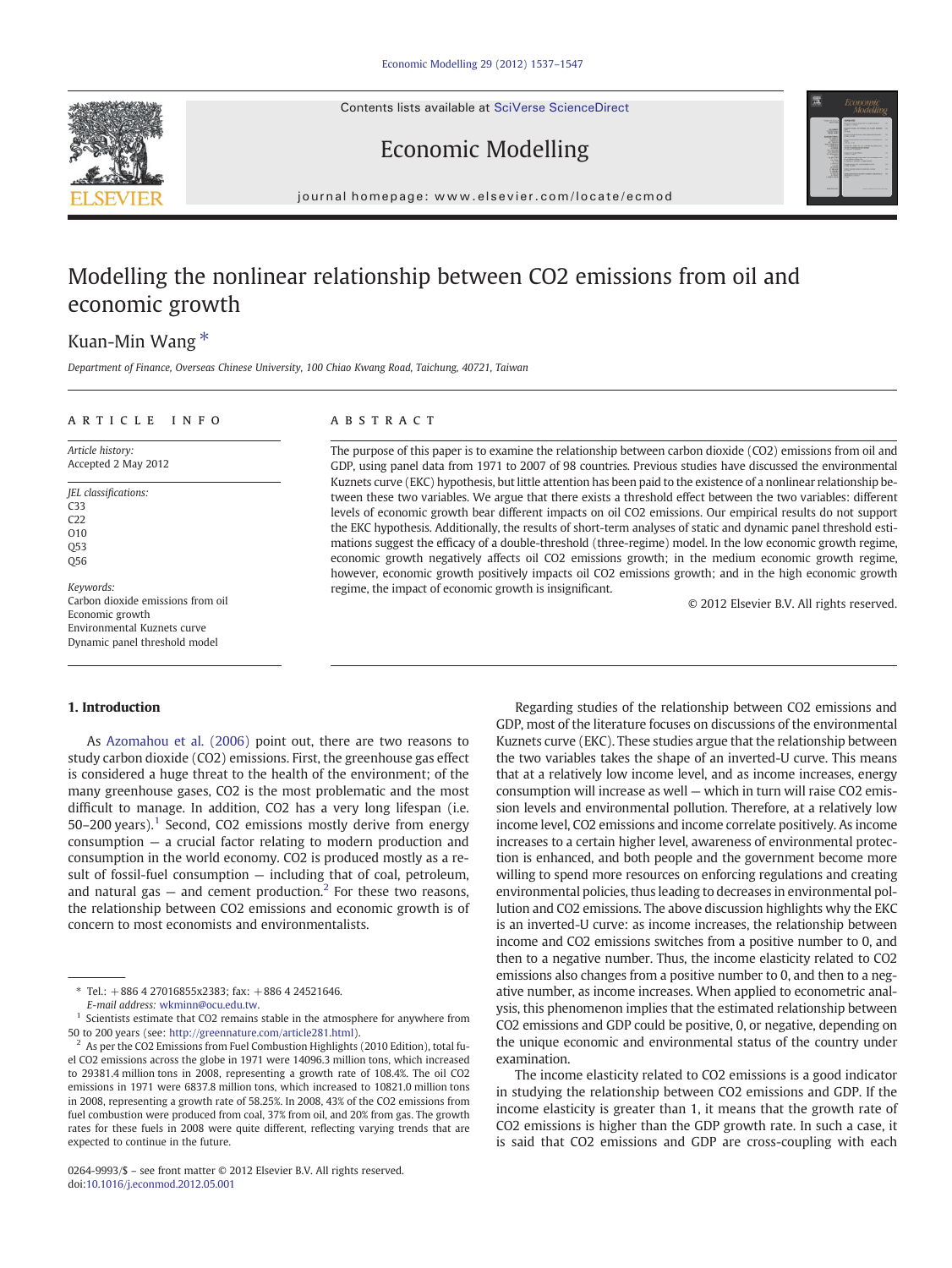# Modelling the nonlinear relationship between CO2 emissions from oil and economic growth

Kuan-Min Wang *

*Department of Finance, Overseas Chinese University, 100 Chiao Kwang Road, Taichung, 40721, Taiwan*

**ARTICLE INFO**

*Article history:*
Accepted 2 May 2012

*JEL classifications:*
C33
C22
O10
Q53
Q56

*Keywords:*
Carbon dioxide emissions from oil
Economic growth
Environmental Kuznets curve
Dynamic panel threshold model

**ABSTRACT**

The purpose of this paper is to examine the relationship between carbon dioxide (CO2) emissions from oil and GDP, using panel data from 1971 to 2007 of 98 countries. Previous studies have discussed the environmental Kuznets curve (EKC) hypothesis, but little attention has been paid to the existence of a nonlinear relationship between these two variables. We argue that there exists a threshold effect between the two variables: different levels of economic growth bear different impacts on oil CO2 emissions. Our empirical results do not support the EKC hypothesis. Additionally, the results of short-term analyses of static and dynamic panel threshold estimations suggest the efficacy of a double-threshold (three-regime) model. In the low economic growth regime, economic growth negatively affects oil CO2 emissions growth; in the medium economic growth regime, however, economic growth positively impacts oil CO2 emissions growth; and in the high economic growth regime, the impact of economic growth is insignificant.

© 2012 Elsevier B.V. All rights reserved.

## 1. Introduction

As Azomahou et al. (2006) point out, there are two reasons to study carbon dioxide (CO2) emissions. First, the greenhouse gas effect is considered a huge threat to the health of the environment; of the many greenhouse gases, CO2 is the most problematic and the most difficult to manage. In addition, CO2 has a very long lifespan (i.e. 50–200 years).[1] Second, CO2 emissions mostly derive from energy consumption — a crucial factor relating to modern production and consumption in the world economy. CO2 is produced mostly as a result of fossil-fuel consumption — including that of coal, petroleum, and natural gas — and cement production.[2] For these two reasons, the relationship between CO2 emissions and economic growth is of concern to most economists and environmentalists.

Regarding studies of the relationship between CO2 emissions and GDP, most of the literature focuses on discussions of the environmental Kuznets curve (EKC). These studies argue that the relationship between the two variables takes the shape of an inverted-U curve. This means that at a relatively low income level, and as income increases, energy consumption will increase as well — which in turn will raise CO2 emission levels and environmental pollution. Therefore, at a relatively low income level, CO2 emissions and income correlate positively. As income increases to a certain higher level, awareness of environmental protection is enhanced, and both people and the government become more willing to spend more resources on enforcing regulations and creating environmental policies, thus leading to decreases in environmental pollution and CO2 emissions. The above discussion highlights why the EKC is an inverted-U curve: as income increases, the relationship between income and CO2 emissions switches from a positive number to 0, and then to a negative number. Thus, the income elasticity related to CO2 emissions also changes from a positive number to 0, and then to a negative number, as income increases. When applied to econometric analysis, this phenomenon implies that the estimated relationship between CO2 emissions and GDP could be positive, 0, or negative, depending on the unique economic and environmental status of the country under examination.

The income elasticity related to CO2 emissions is a good indicator in studying the relationship between CO2 emissions and GDP. If the income elasticity is greater than 1, it means that the growth rate of CO2 emissions is higher than the GDP growth rate. In such a case, it is said that CO2 emissions and GDP are cross-coupling with each

---

\* Tel.: +886 4 27016855x2383; fax: +886 4 24521646.
E-mail address: wkminn@ocu.edu.tw.

[1] Scientists estimate that CO2 remains stable in the atmosphere for anywhere from 50 to 200 years (see: http://greennature.com/article281.html).

[2] As per the CO2 Emissions from Fuel Combustion Highlights (2010 Edition), total fuel CO2 emissions across the globe in 1971 was 14096.3 million tons, which increased to 29381.4 million tons in 2008, representing a growth rate of 108.4%. The oil CO2 emissions in 1971 were 6837.8 million tons, which increased to 10821.0 million tons in 2008, representing a growth rate of 58.25%. In 2008, 43% of the CO2 emissions from fuel combustion were produced from coal, 37% from oil, and 20% from gas. The growth rates for these fuels in 2008 were quite different, reflecting varying trends that are expected to continue in the future.

0264-9993/$ – see front matter © 2012 Elsevier B.V. All rights reserved.
doi:10.1016/j.econmod.2012.05.001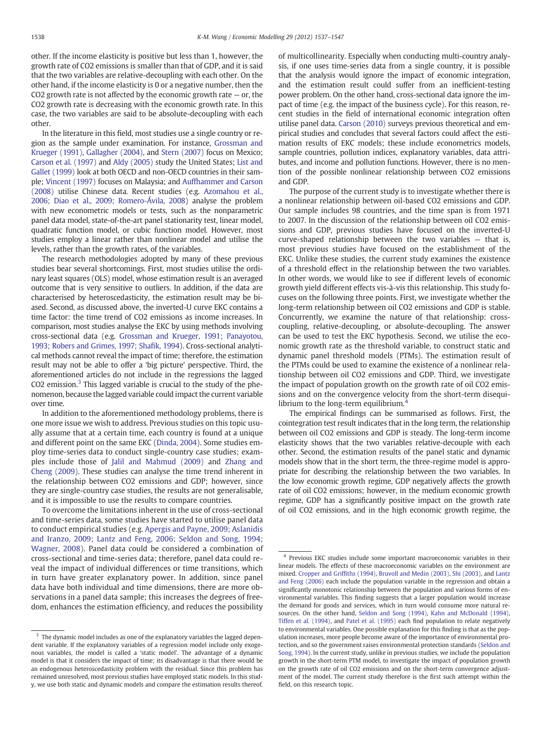other. If the income elasticity is positive but less than 1, however, the growth rate of $CO_2$ emissions is smaller than that of GDP, and it is said that the two variables are relative-decoupling with each other. On the other hand, if the income elasticity is 0 or a negative number, then the $CO_2$ growth rate is not affected by the economic growth rate — or, the $CO_2$ growth rate is decreasing with the economic growth rate. In this case, the two variables are said to be absolute-decoupling with each other.

In the literature in this field, most studies use a single country or region as the sample under examination. For instance, Grossman and Krueger (1991), Gallagher (2004), and Stern (2007) focus on Mexico; Carson et al. (1997) and Aldy (2005) study the United States; List and Gallet (1999) look at both OECD and non-OECD countries in their sample; Vincent (1997) focuses on Malaysia; and Auffhammer and Carson (2008) utilise Chinese data. Recent studies (e.g. Azomahou et al., 2006; Diao et al., 2009; Romero-Ávila, 2008) analyse the problem with new econometric models or tests, such as the nonparametric panel data model, state-of-the-art panel stationarity test, linear model, quadratic function model, or cubic function model. However, most studies employ a linear rather than nonlinear model and utilise the levels, rather than the growth rates, of the variables.

The research methodologies adopted by many of these previous studies bear several shortcomings. First, most studies utilise the ordinary least squares (OLS) model, whose estimation result is an averaged outcome that is very sensitive to outliers. In addition, if the data are characterised by heteroscedasticity, the estimation result may be biased. Second, as discussed above, the inverted-U curve EKC contains a time factor: the time trend of $CO_2$ emissions as income increases. In comparison, most studies analyse the EKC by using methods involving cross-sectional data (e.g. Grossman and Krueger, 1991; Panayotou, 1993; Robers and Grimes, 1997; Shafik, 1994). Cross-sectional analytical methods cannot reveal the impact of time; therefore, the estimation result may not be able to offer a 'big picture' perspective. Third, the aforementioned articles do not include in the regressions the lagged $CO_2$ emission.[3] This lagged variable is crucial to the study of the phenomenon, because the lagged variable could impact the current variable over time.

In addition to the aforementioned methodology problems, there is one more issue we wish to address. Previous studies on this topic usually assume that at a certain time, each country is found at a unique and different point on the same EKC (Dinda, 2004). Some studies employ time-series data to conduct single-country case studies; examples include those of Jalil and Mahmud (2009) and Zhang and Cheng (2009). These studies can analyse the time trend inherent in the relationship between $CO_2$ emissions and GDP; however, since they are single-country case studies, the results are not generalisable, and it is impossible to use the results to compare countries.

To overcome the limitations inherent in the use of cross-sectional and time-series data, some studies have started to utilise panel data to conduct empirical studies (e.g. Apergis and Payne, 2009; Aslanidis and Iranzo, 2009; Lantz and Feng, 2006; Seldon and Song, 1994; Wagner, 2008). Panel data could be considered a combination of cross-sectional and time-series data; therefore, panel data could reveal the impact of individual differences or time transitions, which in turn have greater explanatory power. In addition, since panel data have both individual and time dimensions, there are more observations in a panel data sample; this increases the degrees of freedom, enhances the estimation efficiency, and reduces the possibility of multicollinearity. Especially when conducting multi-country analysis, if one uses time-series data from a single country, it is possible that the analysis would ignore the impact of economic integration, and the estimation result could suffer from an inefficient-testing power problem. On the other hand, cross-sectional data ignore the impact of time (e.g. the impact of the business cycle). For this reason, recent studies in the field of international economic integration often utilise panel data. Carson (2010) surveys previous theoretical and empirical studies and concludes that several factors could affect the estimation results of EKC models; these include econometrics models, sample countries, pollution indices, explanatory variables, data attributes, and income and pollution functions. However, there is no mention of the possible nonlinear relationship between $CO_2$ emissions and GDP.

The purpose of the current study is to investigate whether there is a nonlinear relationship between oil-based $CO_2$ emissions and GDP. Our sample includes 98 countries, and the time span is from 1971 to 2007. In the discussion of the relationship between oil $CO_2$ emissions and GDP, previous studies have focused on the inverted-U curve-shaped relationship between the two variables — that is, most previous studies have focused on the establishment of the EKC. Unlike these studies, the current study examines the existence of a threshold effect in the relationship between the two variables. In other words, we would like to see if different levels of economic growth yield different effects vis-à-vis this relationship. This study focuses on the following three points. First, we investigate whether the long-term relationship between oil $CO_2$ emissions and GDP is stable. Concurrently, we examine the nature of that relationship: cross-coupling, relative-decoupling, or absolute-decoupling. The answer can be used to test the EKC hypothesis. Second, we utilise the economic growth rate as the threshold variable, to construct static and dynamic panel threshold models (PTMs). The estimation result of the PTMs could be used to examine the existence of a nonlinear relationship between oil $CO_2$ emissions and GDP. Third, we investigate the impact of population growth on the growth rate of oil $CO_2$ emissions and on the convergence velocity from the short-term disequilibrium to the long-term equilibrium.[4]

The empirical findings can be summarised as follows. First, the cointegration test result indicates that in the long term, the relationship between oil $CO_2$ emissions and GDP is steady. The long-term income elasticity shows that the two variables relative-decouple with each other. Second, the estimation results of the panel static and dynamic models show that in the short term, the three-regime model is appropriate for describing the relationship between the two variables. In the low economic growth regime, GDP negatively affects the growth rate of oil $CO_2$ emissions; however, in the medium economic growth regime, GDP has a significantly positive impact on the growth rate of oil $CO_2$ emissions, and in the high economic growth regime, the

---

[3] The dynamic model includes as one of the explanatory variables the lagged dependent variable. If the explanatory variables of a regression model include only exogenous variables, the model is called a 'static model'. The advantage of a dynamic model is that it considers the impact of time; its disadvantage is that there would be an endogenous heteroscedasticity problem with the residual. Since this problem has remained unresolved, most previous studies have employed static models. In this study, we use both static and dynamic models and compare the estimation results thereof.

[4] Previous EKC studies include some important macroeconomic variables in their linear models. The effects of these macroeconomic variables on the environment are mixed. Cropper and Griffiths (1994), Bruvoll and Medin (2003), Shi (2003), and Lantz and Feng (2006) each include the population variable in the regression and obtain a significantly monotonic relationship between the population and various forms of environmental variables. This finding suggests that a larger population would increase the demand for goods and services, which in turn would consume more natural resources. On the other hand, Seldon and Song (1994), Kahn and McDonald (1994), Tiffen et al. (1994), and Patel et al. (1995) each find population to relate negatively to environmental variables. One possible explanation for this finding is that as the population increases, more people become aware of the importance of environmental protection, and so the government raises environmental protection standards (Seldon and Song, 1994). In the current study, unlike in previous studies, we include the population growth in the short-term PTM model, to investigate the impact of population growth on the growth rate of oil $CO_2$ emissions and on the short-term convergence adjustment of the model. The current study therefore is the first such attempt within the field, on this research topic.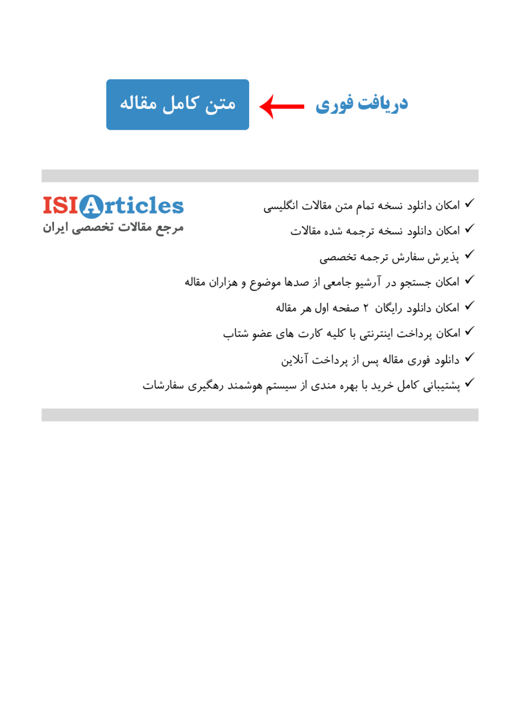دریافت فوری ← **متن کامل مقاله**

**ISIArticles**
مرجع مقالات تخصصی ایران

- ✓ امکان دانلود نسخه تمام متن مقالات انگلیسی
- ✓ امکان دانلود نسخه ترجمه شده مقالات
- ✓ پذیرش سفارش ترجمه تخصصی
- ✓ امکان جستجو در آرشیو جامعی از صدها موضوع و هزاران مقاله
- ✓ امکان دانلود رایگان ۲ صفحه اول هر مقاله
- ✓ امکان پرداخت اینترنتی با کلیه کارت های عضو شتاب
- ✓ دانلود فوری مقاله پس از پرداخت آنلاین
- ✓ پشتیبانی کامل خرید با بهره مندی از سیستم هوشمند رهگیری سفارشات